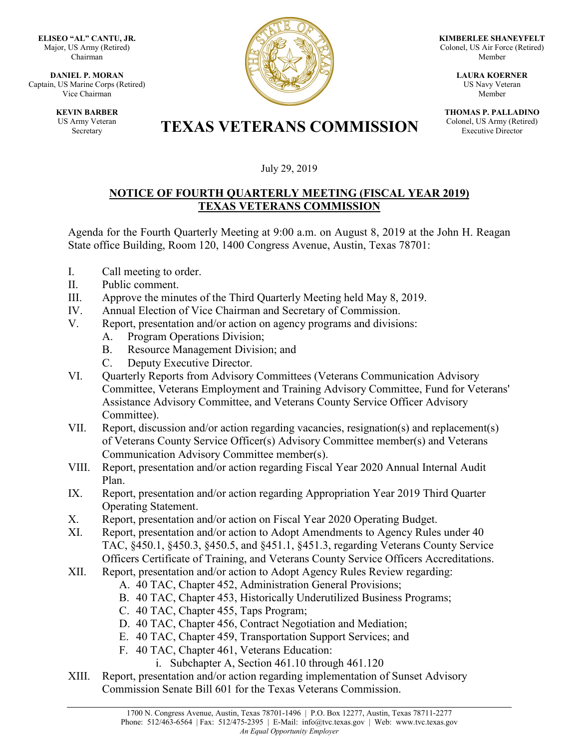**ELISEO "AL" CANTU, JR.**
Major, US Army (Retired)
Chairman

**DANIEL P. MORAN**
Captain, US Marine Corps (Retired)
Vice Chairman

**KEVIN BARBER**
US Army Veteran
Secretary

**KIMBERLEE SHANEYFELT**
Colonel, US Air Force (Retired)
Member

**LAURA KOERNER**
US Navy Veteran
Member

**THOMAS P. PALLADINO**
Colonel, US Army (Retired)
Executive Director

# TEXAS VETERANS COMMISSION

July 29, 2019

## NOTICE OF FOURTH QUARTERLY MEETING (FISCAL YEAR 2019) TEXAS VETERANS COMMISSION

Agenda for the Fourth Quarterly Meeting at 9:00 a.m. on August 8, 2019 at the John H. Reagan State office Building, Room 120, 1400 Congress Avenue, Austin, Texas 78701:

I. Call meeting to order.

II. Public comment.

III. Approve the minutes of the Third Quarterly Meeting held May 8, 2019.

IV. Annual Election of Vice Chairman and Secretary of Commission.

V. Report, presentation and/or action on agency programs and divisions:
   - A. Program Operations Division;
   - B. Resource Management Division; and
   - C. Deputy Executive Director.

VI. Quarterly Reports from Advisory Committees (Veterans Communication Advisory Committee, Veterans Employment and Training Advisory Committee, Fund for Veterans' Assistance Advisory Committee, and Veterans County Service Officer Advisory Committee).

VII. Report, discussion and/or action regarding vacancies, resignation(s) and replacement(s) of Veterans County Service Officer(s) Advisory Committee member(s) and Veterans Communication Advisory Committee member(s).

VIII. Report, presentation and/or action regarding Fiscal Year 2020 Annual Internal Audit Plan.

IX. Report, presentation and/or action regarding Appropriation Year 2019 Third Quarter Operating Statement.

X. Report, presentation and/or action on Fiscal Year 2020 Operating Budget.

XI. Report, presentation and/or action to Adopt Amendments to Agency Rules under 40 TAC, §450.1, §450.3, §450.5, and §451.1, §451.3, regarding Veterans County Service Officers Certificate of Training, and Veterans County Service Officers Accreditations.

XII. Report, presentation and/or action to Adopt Agency Rules Review regarding:
   - A. 40 TAC, Chapter 452, Administration General Provisions;
   - B. 40 TAC, Chapter 453, Historically Underutilized Business Programs;
   - C. 40 TAC, Chapter 455, Taps Program;
   - D. 40 TAC, Chapter 456, Contract Negotiation and Mediation;
   - E. 40 TAC, Chapter 459, Transportation Support Services; and
   - F. 40 TAC, Chapter 461, Veterans Education:
     - i. Subchapter A, Section 461.10 through 461.120

XIII. Report, presentation and/or action regarding implementation of Sunset Advisory Commission Senate Bill 601 for the Texas Veterans Commission.

1700 N. Congress Avenue, Austin, Texas 78701-1496 | P.O. Box 12277, Austin, Texas 78711-2277
Phone: 512/463-6564 | Fax: 512/475-2395 | E-Mail: info@tvc.texas.gov | Web: www.tvc.texas.gov
*An Equal Opportunity Employer*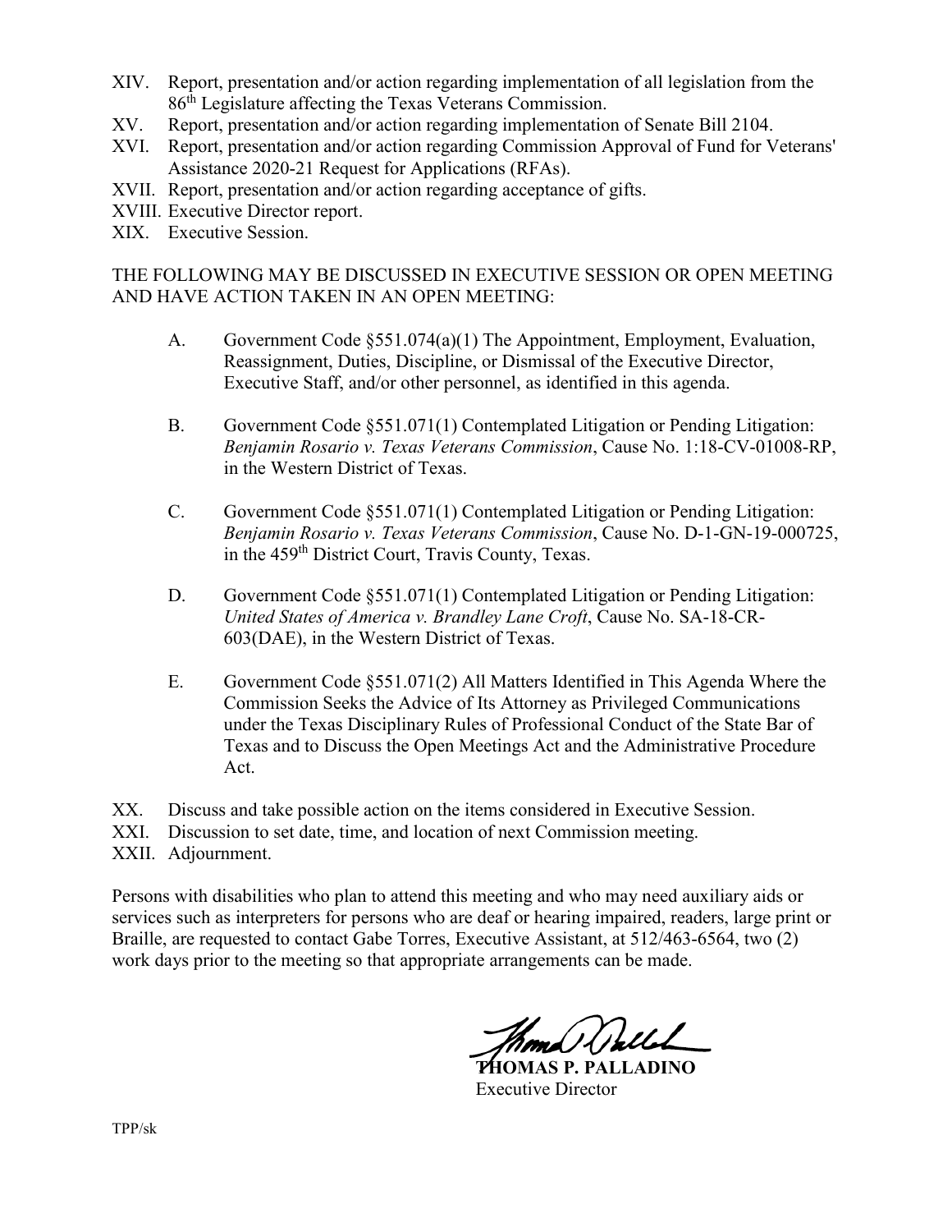XIV. Report, presentation and/or action regarding implementation of all legislation from the 86th Legislature affecting the Texas Veterans Commission.

XV. Report, presentation and/or action regarding implementation of Senate Bill 2104.

XVI. Report, presentation and/or action regarding Commission Approval of Fund for Veterans' Assistance 2020-21 Request for Applications (RFAs).

XVII. Report, presentation and/or action regarding acceptance of gifts.

XVIII. Executive Director report.

XIX. Executive Session.

THE FOLLOWING MAY BE DISCUSSED IN EXECUTIVE SESSION OR OPEN MEETING AND HAVE ACTION TAKEN IN AN OPEN MEETING:

A. Government Code §551.074(a)(1) The Appointment, Employment, Evaluation, Reassignment, Duties, Discipline, or Dismissal of the Executive Director, Executive Staff, and/or other personnel, as identified in this agenda.

B. Government Code §551.071(1) Contemplated Litigation or Pending Litigation: *Benjamin Rosario v. Texas Veterans Commission*, Cause No. 1:18-CV-01008-RP, in the Western District of Texas.

C. Government Code §551.071(1) Contemplated Litigation or Pending Litigation: *Benjamin Rosario v. Texas Veterans Commission*, Cause No. D-1-GN-19-000725, in the 459th District Court, Travis County, Texas.

D. Government Code §551.071(1) Contemplated Litigation or Pending Litigation: *United States of America v. Brandley Lane Croft*, Cause No. SA-18-CR-603(DAE), in the Western District of Texas.

E. Government Code §551.071(2) All Matters Identified in This Agenda Where the Commission Seeks the Advice of Its Attorney as Privileged Communications under the Texas Disciplinary Rules of Professional Conduct of the State Bar of Texas and to Discuss the Open Meetings Act and the Administrative Procedure Act.

XX. Discuss and take possible action on the items considered in Executive Session.

XXI. Discussion to set date, time, and location of next Commission meeting.

XXII. Adjournment.

Persons with disabilities who plan to attend this meeting and who may need auxiliary aids or services such as interpreters for persons who are deaf or hearing impaired, readers, large print or Braille, are requested to contact Gabe Torres, Executive Assistant, at 512/463-6564, two (2) work days prior to the meeting so that appropriate arrangements can be made.

**THOMAS P. PALLADINO**
Executive Director

TPP/sk